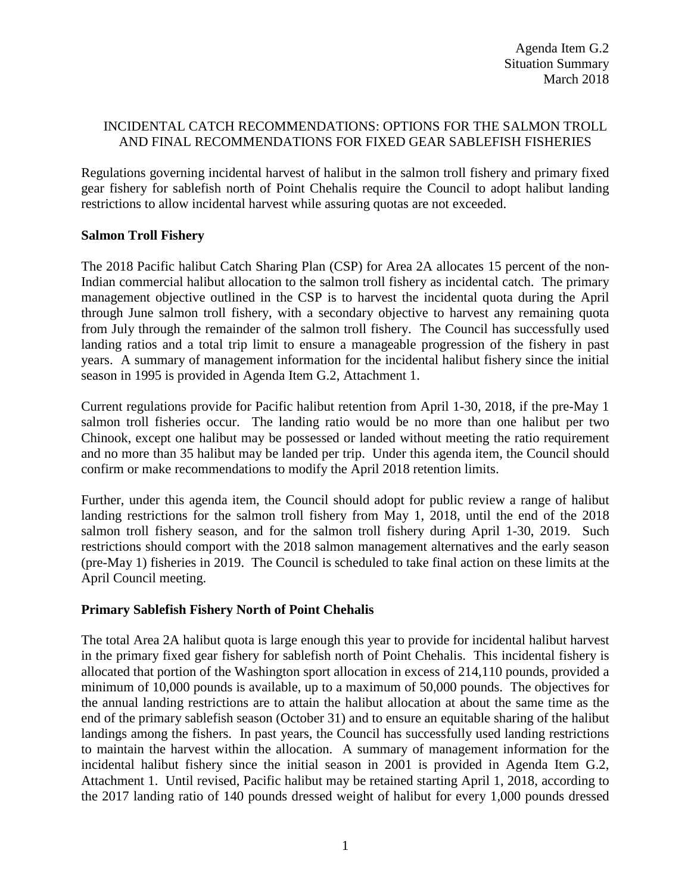Agenda Item G.2
Situation Summary
March 2018

INCIDENTAL CATCH RECOMMENDATIONS: OPTIONS FOR THE SALMON TROLL AND FINAL RECOMMENDATIONS FOR FIXED GEAR SABLEFISH FISHERIES

Regulations governing incidental harvest of halibut in the salmon troll fishery and primary fixed gear fishery for sablefish north of Point Chehalis require the Council to adopt halibut landing restrictions to allow incidental harvest while assuring quotas are not exceeded.

**Salmon Troll Fishery**

The 2018 Pacific halibut Catch Sharing Plan (CSP) for Area 2A allocates 15 percent of the non-Indian commercial halibut allocation to the salmon troll fishery as incidental catch. The primary management objective outlined in the CSP is to harvest the incidental quota during the April through June salmon troll fishery, with a secondary objective to harvest any remaining quota from July through the remainder of the salmon troll fishery. The Council has successfully used landing ratios and a total trip limit to ensure a manageable progression of the fishery in past years. A summary of management information for the incidental halibut fishery since the initial season in 1995 is provided in Agenda Item G.2, Attachment 1.

Current regulations provide for Pacific halibut retention from April 1-30, 2018, if the pre-May 1 salmon troll fisheries occur. The landing ratio would be no more than one halibut per two Chinook, except one halibut may be possessed or landed without meeting the ratio requirement and no more than 35 halibut may be landed per trip. Under this agenda item, the Council should confirm or make recommendations to modify the April 2018 retention limits.

Further, under this agenda item, the Council should adopt for public review a range of halibut landing restrictions for the salmon troll fishery from May 1, 2018, until the end of the 2018 salmon troll fishery season, and for the salmon troll fishery during April 1-30, 2019. Such restrictions should comport with the 2018 salmon management alternatives and the early season (pre-May 1) fisheries in 2019. The Council is scheduled to take final action on these limits at the April Council meeting.

**Primary Sablefish Fishery North of Point Chehalis**

The total Area 2A halibut quota is large enough this year to provide for incidental halibut harvest in the primary fixed gear fishery for sablefish north of Point Chehalis. This incidental fishery is allocated that portion of the Washington sport allocation in excess of 214,110 pounds, provided a minimum of 10,000 pounds is available, up to a maximum of 50,000 pounds. The objectives for the annual landing restrictions are to attain the halibut allocation at about the same time as the end of the primary sablefish season (October 31) and to ensure an equitable sharing of the halibut landings among the fishers. In past years, the Council has successfully used landing restrictions to maintain the harvest within the allocation. A summary of management information for the incidental halibut fishery since the initial season in 2001 is provided in Agenda Item G.2, Attachment 1. Until revised, Pacific halibut may be retained starting April 1, 2018, according to the 2017 landing ratio of 140 pounds dressed weight of halibut for every 1,000 pounds dressed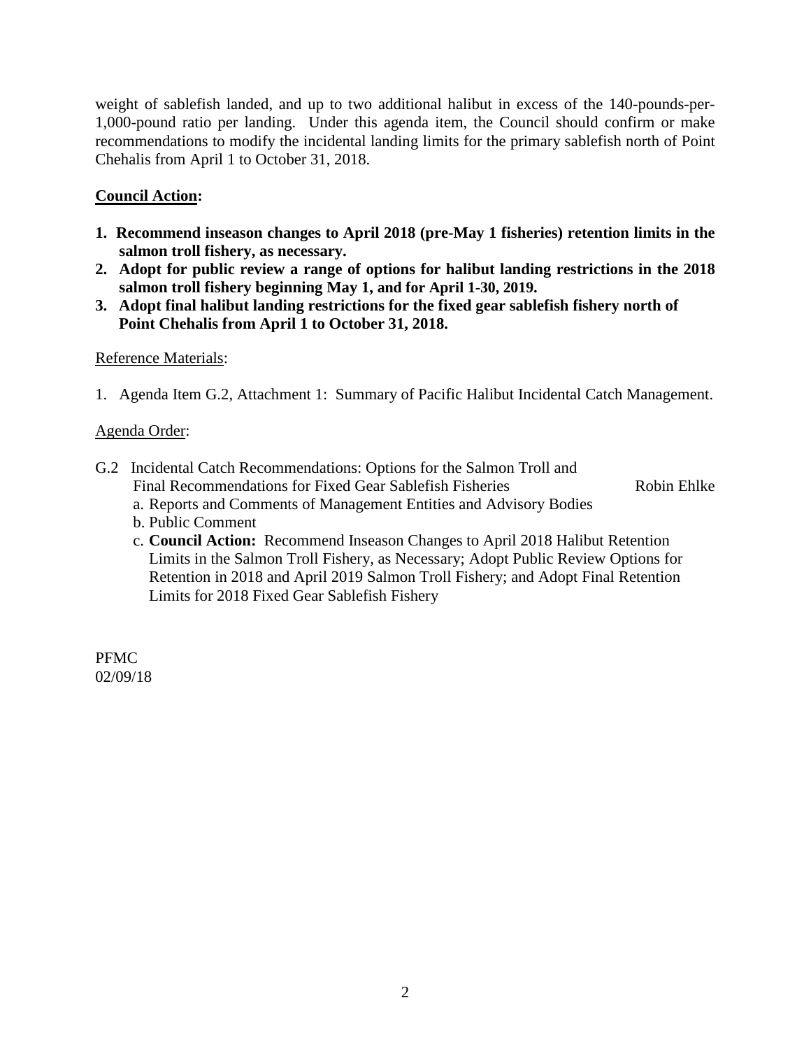weight of sablefish landed, and up to two additional halibut in excess of the 140-pounds-per-1,000-pound ratio per landing. Under this agenda item, the Council should confirm or make recommendations to modify the incidental landing limits for the primary sablefish north of Point Chehalis from April 1 to October 31, 2018.

**Council Action:**

1. **Recommend inseason changes to April 2018 (pre-May 1 fisheries) retention limits in the salmon troll fishery, as necessary.**
2. **Adopt for public review a range of options for halibut landing restrictions in the 2018 salmon troll fishery beginning May 1, and for April 1-30, 2019.**
3. **Adopt final halibut landing restrictions for the fixed gear sablefish fishery north of Point Chehalis from April 1 to October 31, 2018.**

Reference Materials:

1. Agenda Item G.2, Attachment 1: Summary of Pacific Halibut Incidental Catch Management.

Agenda Order:

G.2 Incidental Catch Recommendations: Options for the Salmon Troll and Final Recommendations for Fixed Gear Sablefish Fisheries — Robin Ehlke

- a. Reports and Comments of Management Entities and Advisory Bodies
- b. Public Comment
- c. **Council Action:** Recommend Inseason Changes to April 2018 Halibut Retention Limits in the Salmon Troll Fishery, as Necessary; Adopt Public Review Options for Retention in 2018 and April 2019 Salmon Troll Fishery; and Adopt Final Retention Limits for 2018 Fixed Gear Sablefish Fishery

PFMC
02/09/18